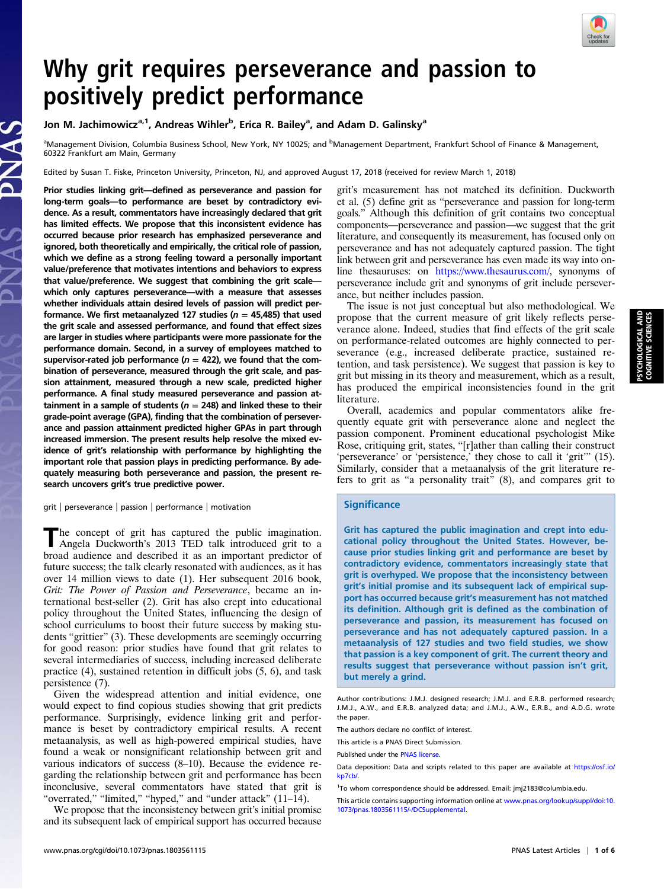# Why grit requires perseverance and passion to positively predict performance

Jon M. Jachimowicz[a,1], Andreas Wihler[b], Erica R. Bailey[a], and Adam D. Galinsky[a]

[a]Management Division, Columbia Business School, New York, NY 10025; and [b]Management Department, Frankfurt School of Finance & Management, 60322 Frankfurt am Main, Germany

Edited by Susan T. Fiske, Princeton University, Princeton, NJ, and approved August 17, 2018 (received for review March 1, 2018)

**Prior studies linking grit—defined as perseverance and passion for long-term goals—to performance are beset by contradictory evidence. As a result, commentators have increasingly declared that grit has limited effects. We propose that this inconsistent evidence has occurred because prior research has emphasized perseverance and ignored, both theoretically and empirically, the critical role of passion, which we define as a strong feeling toward a personally important value/preference that motivates intentions and behaviors to express that value/preference. We suggest that combining the grit scale—which only captures perseverance—with a measure that assesses whether individuals attain desired levels of passion will predict performance. We first metaanalyzed 127 studies ($n = 45{,}485$) that used the grit scale and assessed performance, and found that effect sizes are larger in studies where participants were more passionate for the performance domain. Second, in a survey of employees matched to supervisor-rated job performance ($n = 422$), we found that the combination of perseverance, measured through the grit scale, and passion attainment, measured through a new scale, predicted higher performance. A final study measured perseverance and passion attainment in a sample of students ($n = 248$) and linked these to their grade-point average (GPA), finding that the combination of perseverance and passion attainment predicted higher GPAs in part through increased immersion. The present results help resolve the mixed evidence of grit's relationship with performance by highlighting the important role that passion plays in predicting performance. By adequately measuring both perseverance and passion, the present research uncovers grit's true predictive power.**

grit | perseverance | passion | performance | motivation

The concept of grit has captured the public imagination. Angela Duckworth's 2013 TED talk introduced grit to a broad audience and described it as an important predictor of future success; the talk clearly resonated with audiences, as it has over 14 million views to date (1). Her subsequent 2016 book, *Grit: The Power of Passion and Perseverance*, became an international best-seller (2). Grit has also crept into educational policy throughout the United States, influencing the design of school curriculums to boost their future success by making students "grittier" (3). These developments are seemingly occurring for good reason: prior studies have found that grit relates to several intermediaries of success, including increased deliberate practice (4), sustained retention in difficult jobs (5, 6), and task persistence (7).

Given the widespread attention and initial evidence, one would expect to find copious studies showing that grit predicts performance. Surprisingly, evidence linking grit and performance is beset by contradictory empirical results. A recent metaanalysis, as well as high-powered empirical studies, have found a weak or nonsignificant relationship between grit and various indicators of success (8–10). Because the evidence regarding the relationship between grit and performance has been inconclusive, several commentators have stated that grit is "overrated," "limited," "hyped," and "under attack" (11–14).

We propose that the inconsistency between grit's initial promise and its subsequent lack of empirical support has occurred because grit's measurement has not matched its definition. Duckworth et al. (5) define grit as "perseverance and passion for long-term goals." Although this definition of grit contains two conceptual components—perseverance and passion—we suggest that the grit literature, and consequently its measurement, has focused only on perseverance and has not adequately captured passion. The tight link between grit and perseverance has even made its way into online thesauruses: on https://www.thesaurus.com/, synonyms of perseverance include grit and synonyms of grit include perseverance, but neither includes passion.

The issue is not just conceptual but also methodological. We propose that the current measure of grit likely reflects perseverance alone. Indeed, studies that find effects of the grit scale on performance-related outcomes are highly connected to perseverance (e.g., increased deliberate practice, sustained retention, and task persistence). We suggest that passion is key to grit but missing in its theory and measurement, which as a result, has produced the empirical inconsistencies found in the grit literature.

Overall, academics and popular commentators alike frequently equate grit with perseverance alone and neglect the passion component. Prominent educational psychologist Mike Rose, critiquing grit, states, "[r]ather than calling their construct 'perseverance' or 'persistence,' they chose to call it 'grit'" (15). Similarly, consider that a metaanalysis of the grit literature refers to grit as "a personality trait" (8), and compares grit to

## Significance

**Grit has captured the public imagination and crept into educational policy throughout the United States. However, because prior studies linking grit and performance are beset by contradictory evidence, commentators increasingly state that grit is overhyped. We propose that the inconsistency between grit's initial promise and its subsequent lack of empirical support has occurred because grit's measurement has not matched its definition. Although grit is defined as the combination of perseverance and passion, its measurement has focused on perseverance and has not adequately captured passion. In a metaanalysis of 127 studies and two field studies, we show that passion is a key component of grit. The current theory and results suggest that perseverance without passion isn't grit, but merely a grind.**

Author contributions: J.M.J. designed research; J.M.J. and E.R.B. performed research; J.M.J., A.W., and E.R.B. analyzed data; and J.M.J., A.W., E.R.B., and A.D.G. wrote the paper.

The authors declare no conflict of interest.

This article is a PNAS Direct Submission.

Published under the PNAS license.

Data deposition: Data and scripts related to this paper are available at https://osf.io/kp7cb/.

[1]To whom correspondence should be addressed. Email: jmj2183@columbia.edu.

This article contains supporting information online at www.pnas.org/lookup/suppl/doi:10.1073/pnas.1803561115/-/DCSupplemental.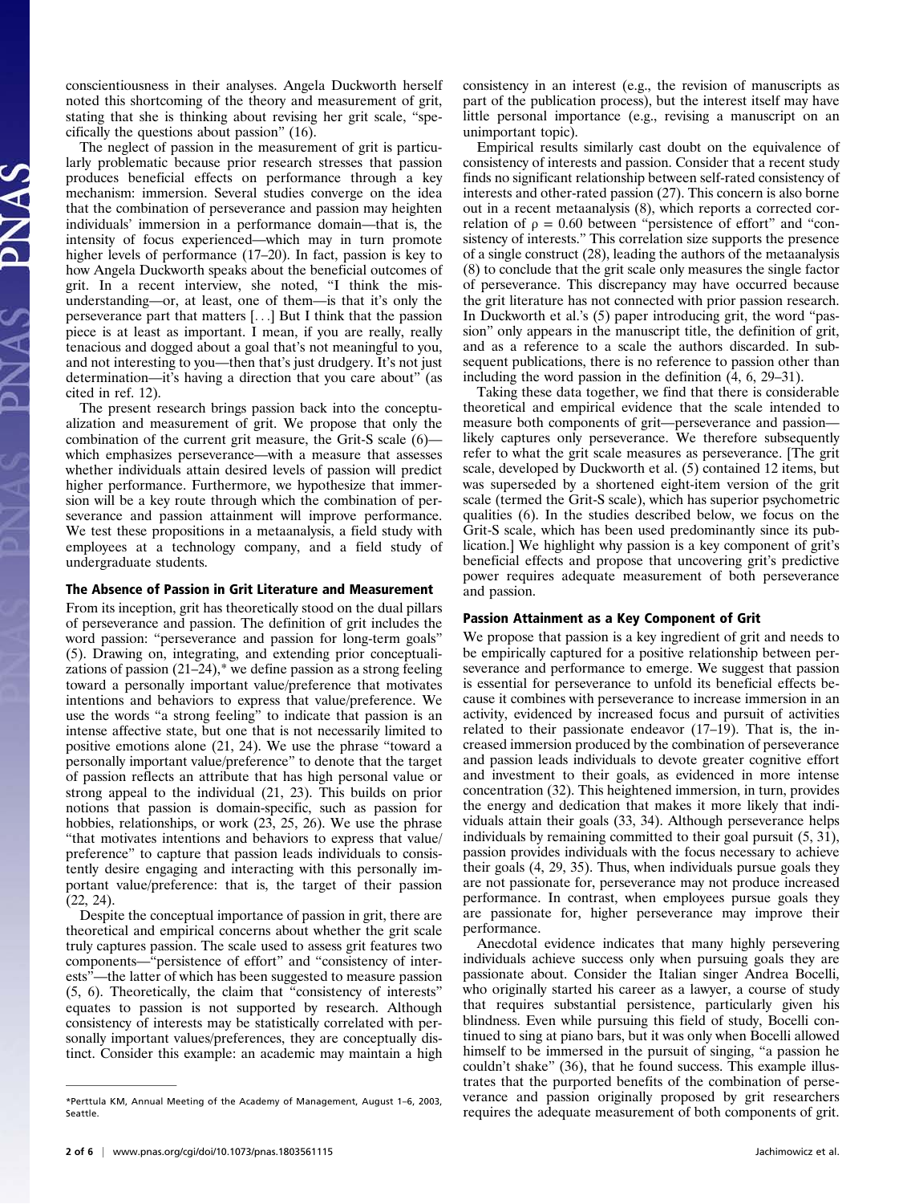conscientiousness in their analyses. Angela Duckworth herself noted this shortcoming of the theory and measurement of grit, stating that she is thinking about revising her grit scale, "specifically the questions about passion" (16).

The neglect of passion in the measurement of grit is particularly problematic because prior research stresses that passion produces beneficial effects on performance through a key mechanism: immersion. Several studies converge on the idea that the combination of perseverance and passion may heighten individuals' immersion in a performance domain—that is, the intensity of focus experienced—which may in turn promote higher levels of performance (17–20). In fact, passion is key to how Angela Duckworth speaks about the beneficial outcomes of grit. In a recent interview, she noted, "I think the misunderstanding—or, at least, one of them—is that it's only the perseverance part that matters [...] But I think that the passion piece is at least as important. I mean, if you are really, really tenacious and dogged about a goal that's not meaningful to you, and not interesting to you—then that's just drudgery. It's not just determination—it's having a direction that you care about" (as cited in ref. 12).

The present research brings passion back into the conceptualization and measurement of grit. We propose that only the combination of the current grit measure, the Grit-S scale (6)—which emphasizes perseverance—with a measure that assesses whether individuals attain desired levels of passion will predict higher performance. Furthermore, we hypothesize that immersion will be a key route through which the combination of perseverance and passion attainment will improve performance. We test these propositions in a metaanalysis, a field study with employees at a technology company, and a field study of undergraduate students.

## The Absence of Passion in Grit Literature and Measurement

From its inception, grit has theoretically stood on the dual pillars of perseverance and passion. The definition of grit includes the word passion: "perseverance and passion for long-term goals" (5). Drawing on, integrating, and extending prior conceptualizations of passion (21–24),* we define passion as a strong feeling toward a personally important value/preference that motivates intentions and behaviors to express that value/preference. We use the words "a strong feeling" to indicate that passion is an intense affective state, but one that is not necessarily limited to positive emotions alone (21, 24). We use the phrase "toward a personally important value/preference" to denote that the target of passion reflects an attribute that has high personal value or strong appeal to the individual (21, 23). This builds on prior notions that passion is domain-specific, such as passion for hobbies, relationships, or work (23, 25, 26). We use the phrase "that motivates intentions and behaviors to express that value/preference" to capture that passion leads individuals to consistently desire engaging and interacting with this personally important value/preference: that is, the target of their passion (22, 24).

Despite the conceptual importance of passion in grit, there are theoretical and empirical concerns about whether the grit scale truly captures passion. The scale used to assess grit features two components—"persistence of effort" and "consistency of interests"—the latter of which has been suggested to measure passion (5, 6). Theoretically, the claim that "consistency of interests" equates to passion is not supported by research. Although consistency of interests may be statistically correlated with personally important values/preferences, they are conceptually distinct. Consider this example: an academic may maintain a high consistency in an interest (e.g., the revision of manuscripts as part of the publication process), but the interest itself may have little personal importance (e.g., revising a manuscript on an unimportant topic).

Empirical results similarly cast doubt on the equivalence of consistency of interests and passion. Consider that a recent study finds no significant relationship between self-rated consistency of interests and other-rated passion (27). This concern is also borne out in a recent metaanalysis (8), which reports a corrected correlation of $\rho = 0.60$ between "persistence of effort" and "consistency of interests." This correlation size supports the presence of a single construct (28), leading the authors of the metaanalysis (8) to conclude that the grit scale only measures the single factor of perseverance. This discrepancy may have occurred because the grit literature has not connected with prior passion research. In Duckworth et al.'s (5) paper introducing grit, the word "passion" only appears in the manuscript title, the definition of grit, and as a reference to a scale the authors discarded. In subsequent publications, there is no reference to passion other than including the word passion in the definition (4, 6, 29–31).

Taking these data together, we find that there is considerable theoretical and empirical evidence that the scale intended to measure both components of grit—perseverance and passion—likely captures only perseverance. We therefore subsequently refer to what the grit scale measures as perseverance. [The grit scale, developed by Duckworth et al. (5) contained 12 items, but was superseded by a shortened eight-item version of the grit scale (termed the Grit-S scale), which has superior psychometric qualities (6). In the studies described below, we focus on the Grit-S scale, which has been used predominantly since its publication.] We highlight why passion is a key component of grit's beneficial effects and propose that uncovering grit's predictive power requires adequate measurement of both perseverance and passion.

## Passion Attainment as a Key Component of Grit

We propose that passion is a key ingredient of grit and needs to be empirically captured for a positive relationship between perseverance and performance to emerge. We suggest that passion is essential for perseverance to unfold its beneficial effects because it combines with perseverance to increase immersion in an activity, evidenced by increased focus and pursuit of activities related to their passionate endeavor (17–19). That is, the increased immersion produced by the combination of perseverance and passion leads individuals to devote greater cognitive effort and investment to their goals, as evidenced in more intense concentration (32). This heightened immersion, in turn, provides the energy and dedication that makes it more likely that individuals attain their goals (33, 34). Although perseverance helps individuals by remaining committed to their goal pursuit (5, 31), passion provides individuals with the focus necessary to achieve their goals (4, 29, 35). Thus, when individuals pursue goals they are not passionate for, perseverance may not produce increased performance. In contrast, when employees pursue goals they are passionate for, higher perseverance may improve their performance.

Anecdotal evidence indicates that many highly persevering individuals achieve success only when pursuing goals they are passionate about. Consider the Italian singer Andrea Bocelli, who originally started his career as a lawyer, a course of study that requires substantial persistence, particularly given his blindness. Even while pursuing this field of study, Bocelli continued to sing at piano bars, but it was only when Bocelli allowed himself to be immersed in the pursuit of singing, "a passion he couldn't shake" (36), that he found success. This example illustrates that the purported benefits of the combination of perseverance and passion originally proposed by grit researchers requires the adequate measurement of both components of grit.

*Perttula KM, Annual Meeting of the Academy of Management, August 1–6, 2003, Seattle.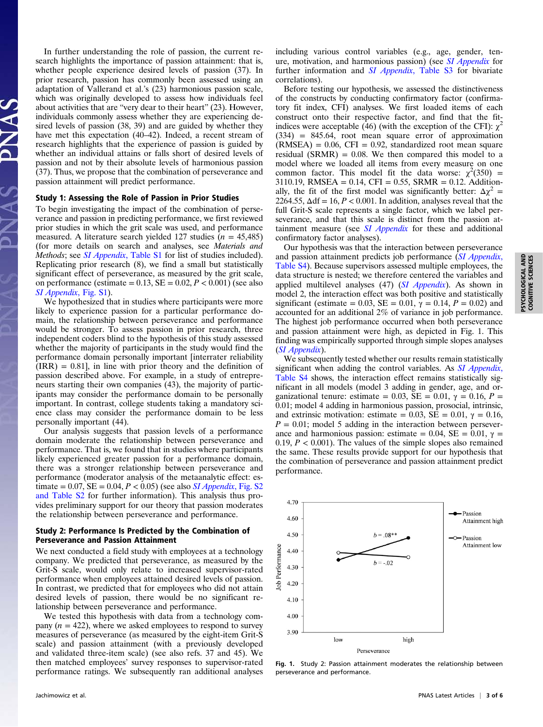In further understanding the role of passion, the current research highlights the importance of passion attainment: that is, whether people experience desired levels of passion (37). In prior research, passion has commonly been assessed using an adaptation of Vallerand et al.'s (23) harmonious passion scale, which was originally developed to assess how individuals feel about activities that are "very dear to their heart" (23). However, individuals commonly assess whether they are experiencing desired levels of passion (38, 39) and are guided by whether they have met this expectation (40–42). Indeed, a recent stream of research highlights that the experience of passion is guided by whether an individual attains or falls short of desired levels of passion and not by their absolute levels of harmonious passion (37). Thus, we propose that the combination of perseverance and passion attainment will predict performance.

### Study 1: Assessing the Role of Passion in Prior Studies

To begin investigating the impact of the combination of perseverance and passion in predicting performance, we first reviewed prior studies in which the grit scale was used, and performance measured. A literature search yielded 127 studies ($n = 45{,}485$) (for more details on search and analyses, see *Materials and Methods*; see *SI Appendix*, Table S1 for list of studies included). Replicating prior research (8), we find a small but statistically significant effect of perseverance, as measured by the grit scale, on performance (estimate = 0.13, SE = 0.02, $P < 0.001$) (see also *SI Appendix*, Fig. S1).

We hypothesized that in studies where participants were more likely to experience passion for a particular performance domain, the relationship between perseverance and performance would be stronger. To assess passion in prior research, three independent coders blind to the hypothesis of this study assessed whether the majority of participants in the study would find the performance domain personally important [interrater reliability (IRR) = 0.81], in line with prior theory and the definition of passion described above. For example, in a study of entrepreneurs starting their own companies (43), the majority of participants may consider the performance domain to be personally important. In contrast, college students taking a mandatory science class may consider the performance domain to be less personally important (44).

Our analysis suggests that passion levels of a performance domain moderate the relationship between perseverance and performance. That is, we found that in studies where participants likely experienced greater passion for a performance domain, there was a stronger relationship between perseverance and performance (moderator analysis of the metaanalytic effect: estimate = 0.07, SE = 0.04, $P < 0.05$) (see also *SI Appendix*, Fig. S2 and Table S2 for further information). This analysis thus provides preliminary support for our theory that passion moderates the relationship between perseverance and performance.

### Study 2: Performance Is Predicted by the Combination of Perseverance and Passion Attainment

We next conducted a field study with employees at a technology company. We predicted that perseverance, as measured by the Grit-S scale, would only relate to increased supervisor-rated performance when employees attained desired levels of passion. In contrast, we predicted that for employees who did not attain desired levels of passion, there would be no significant relationship between perseverance and performance.

We tested this hypothesis with data from a technology company ($n = 422$), where we asked employees to respond to survey measures of perseverance (as measured by the eight-item Grit-S scale) and passion attainment (with a previously developed and validated three-item scale) (see also refs. 37 and 45). We then matched employees' survey responses to supervisor-rated performance ratings. We subsequently ran additional analyses including various control variables (e.g., age, gender, tenure, motivation, and harmonious passion) (see *SI Appendix* for further information and *SI Appendix*, Table S3 for bivariate correlations).

Before testing our hypothesis, we assessed the distinctiveness of the constructs by conducting confirmatory factor (confirmatory fit index, CFI) analyses. We first loaded items of each construct onto their respective factor, and find that the fit-indices were acceptable (46) (with the exception of the CFI): $\chi^2(334) = 845.64$, root mean square error of approximation (RMSEA) = 0.06, CFI = 0.92, standardized root mean square residual (SRMR) = 0.08. We then compared this model to a model where we loaded all items from every measure on one common factor. This model fit the data worse: $\chi^2(350) = 3110.19$, RMSEA = 0.14, CFI = 0.55, SRMR = 0.12. Additionally, the fit of the first model was significantly better: $\Delta\chi^2 = 2264.55$, $\Delta df = 16$, $P < 0.001$. In addition, analyses reveal that the full Grit-S scale represents a single factor, which we label perseverance, and that this scale is distinct from the passion attainment measure (see *SI Appendix* for these and additional confirmatory factor analyses).

Our hypothesis was that the interaction between perseverance and passion attainment predicts job performance (*SI Appendix*, Table S4). Because supervisors assessed multiple employees, the data structure is nested; we therefore centered the variables and applied multilevel analyses (47) (*SI Appendix*). As shown in model 2, the interaction effect was both positive and statistically significant (estimate = 0.03, SE = 0.01, $\gamma = 0.14$, $P = 0.02$) and accounted for an additional 2% of variance in job performance. The highest job performance occurred when both perseverance and passion attainment were high, as depicted in Fig. 1. This finding was empirically supported through simple slopes analyses (*SI Appendix*).

We subsequently tested whether our results remain statistically significant when adding the control variables. As *SI Appendix*, Table S4 shows, the interaction effect remains statistically significant in all models (model 3 adding in gender, age, and organizational tenure: estimate = 0.03, SE = 0.01, $\gamma = 0.16$, $P = 0.01$; model 4 adding in harmonious passion, prosocial, intrinsic, and extrinsic motivation: estimate = 0.03, SE = 0.01, $\gamma = 0.16$, $P = 0.01$; model 5 adding in the interaction between perseverance and harmonious passion: estimate = 0.04, SE = 0.01, $\gamma = 0.19$, $P < 0.001$). The values of the simple slopes also remained the same. These results provide support for our hypothesis that the combination of perseverance and passion attainment predict performance.

**Fig. 1.** Study 2: Passion attainment moderates the relationship between perseverance and performance.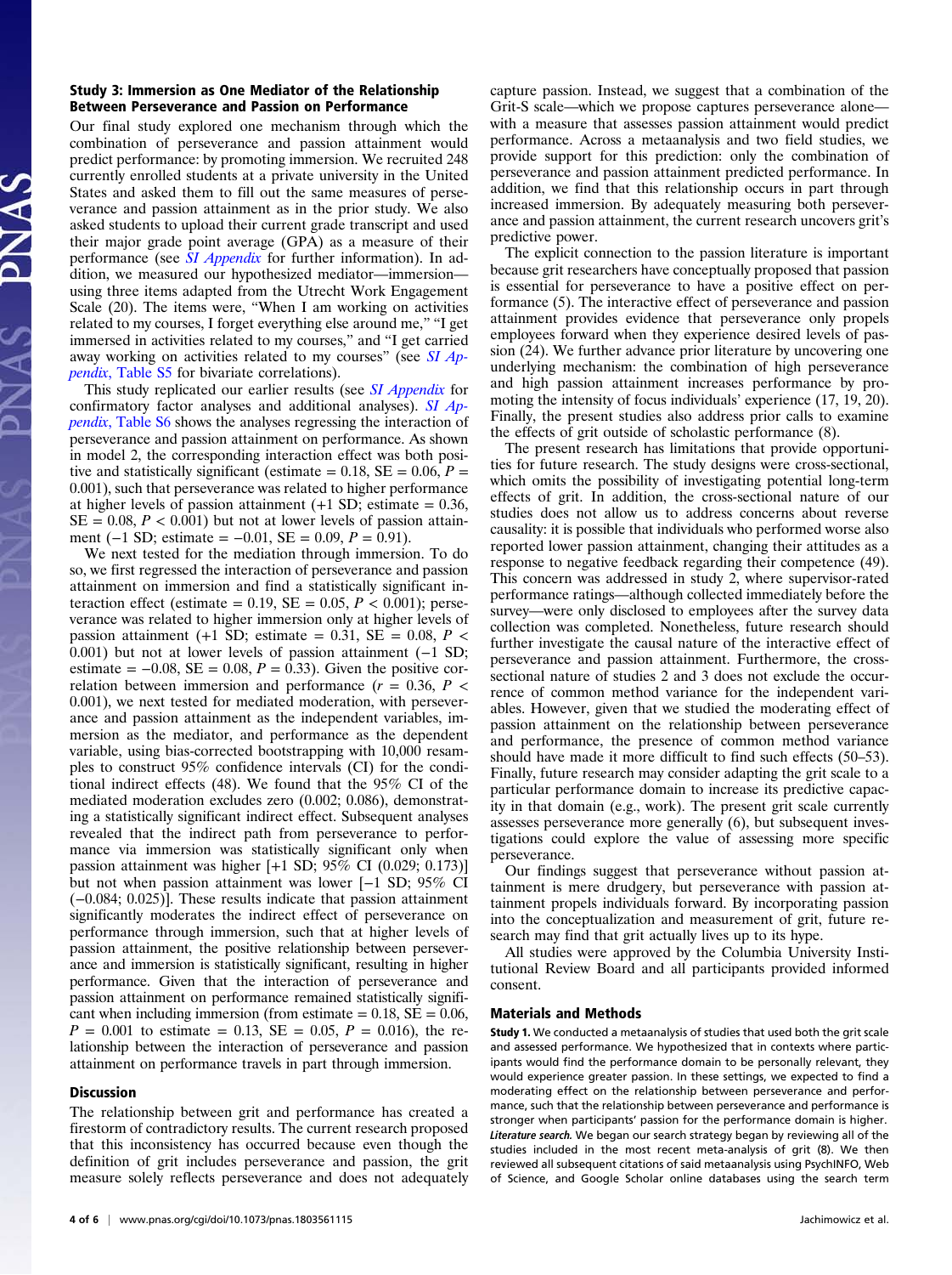### Study 3: Immersion as One Mediator of the Relationship Between Perseverance and Passion on Performance

Our final study explored one mechanism through which the combination of perseverance and passion attainment would predict performance: by promoting immersion. We recruited 248 currently enrolled students at a private university in the United States and asked them to fill out the same measures of perseverance and passion attainment as in the prior study. We also asked students to upload their current grade transcript and used their major grade point average (GPA) as a measure of their performance (see *SI Appendix* for further information). In addition, we measured our hypothesized mediator—immersion—using three items adapted from the Utrecht Work Engagement Scale (20). The items were, "When I am working on activities related to my courses, I forget everything else around me," "I get immersed in activities related to my courses," and "I get carried away working on activities related to my courses" (see *SI Appendix*, Table S5 for bivariate correlations).

This study replicated our earlier results (see *SI Appendix* for confirmatory factor analyses and additional analyses). *SI Appendix*, Table S6 shows the analyses regressing the interaction of perseverance and passion attainment on performance. As shown in model 2, the corresponding interaction effect was both positive and statistically significant (estimate = 0.18, SE = 0.06, $P$ = 0.001), such that perseverance was related to higher performance at higher levels of passion attainment (+1 SD; estimate = 0.35, SE = 0.08, $P < 0.001$) but not at lower levels of passion attainment (−1 SD; estimate = −0.01, SE = 0.09, $P$ = 0.91).

We next tested for the mediation through immersion. To do so, we first regressed the interaction of perseverance and passion attainment on immersion and find a statistically significant interaction effect (estimate = 0.19, SE = 0.05, $P < 0.001$); perseverance was related to higher immersion only at higher levels of passion attainment (+1 SD; estimate = 0.31, SE = 0.08, $P < 0.001$) but not at lower levels of passion attainment (−1 SD; estimate = −0.08, SE = 0.08, $P$ = 0.33). Given the positive correlation between immersion and performance ($r$ = 0.36, $P < 0.001$), we next tested for mediated moderation, with perseverance and passion attainment as the independent variables, immersion as the mediator, and performance as the dependent variable, using bias-corrected bootstrapping with 10,000 resamples to construct 95% confidence intervals (CI) for the conditional indirect effects (48). We found that the 95% CI of the mediated moderation excludes zero (0.002; 0.086), demonstrating a statistically significant indirect effect. Subsequent analyses revealed that the indirect path from perseverance to performance via immersion was statistically significant only when passion attainment was higher [+1 SD; 95% CI (0.029; 0.173)] but not when passion attainment was lower [−1 SD; 95% CI (−0.084; 0.025)]. These results indicate that passion attainment significantly moderates the indirect effect of perseverance on performance through immersion, such that at higher levels of passion attainment, the positive relationship between perseverance and immersion is statistically significant, resulting in higher performance. Given that the interaction of perseverance and passion attainment on performance remained statistically significant when including immersion (from estimate = 0.18, SE = 0.06, $P$ = 0.001 to estimate = 0.13, SE = 0.05, $P$ = 0.016), the relationship between the interaction of perseverance and passion attainment on performance travels in part through immersion.

## Discussion

The relationship between grit and performance has created a firestorm of contradictory results. The current research proposed that this inconsistency has occurred because even though the definition of grit includes perseverance and passion, the grit measure solely reflects perseverance and does not adequately capture passion. Instead, we suggest that a combination of the Grit-S scale—which we propose captures perseverance alone—with a measure that assesses passion attainment would predict performance. Across a metaanalysis and two field studies, we provide support for this prediction: only the combination of perseverance and passion attainment predicted performance. In addition, we find that this relationship occurs in part through increased immersion. By adequately measuring both perseverance and passion attainment, the current research uncovers grit's predictive power.

The explicit connection to the passion literature is important because grit researchers have conceptually proposed that passion is essential for perseverance to have a positive effect on performance (5). The interactive effect of perseverance and passion attainment provides evidence that perseverance only propels employees forward when they experience desired levels of passion (24). We further advance prior literature by uncovering one underlying mechanism: the combination of high perseverance and high passion attainment increases performance by promoting the intensity of focus individuals' experience (17, 19, 20). Finally, the present studies also address prior calls to examine the effects of grit outside of scholastic performance (8).

The present research has limitations that provide opportunities for future research. The study designs were cross-sectional, which omits the possibility of investigating potential long-term effects of grit. In addition, the cross-sectional nature of our studies does not allow us to address concerns about reverse causality: it is possible that individuals who performed worse also reported lower passion attainment, changing their attitudes as a response to negative feedback regarding their competence (49). This concern was addressed in study 2, where supervisor-rated performance ratings—although collected immediately before the survey—were only disclosed to employees after the survey data collection was completed. Nonetheless, future research should further investigate the causal nature of the interactive effect of perseverance and passion attainment. Furthermore, the cross-sectional nature of studies 2 and 3 does not exclude the occurrence of common method variance for the independent variables. However, given that we studied the moderating effect of passion attainment on the relationship between perseverance and performance, the presence of common method variance should have made it more difficult to find such effects (50–53). Finally, future research may consider adapting the grit scale to a particular performance domain to increase its predictive capacity in that domain (e.g., work). The present grit scale currently assesses perseverance more generally (6), but subsequent investigations could explore the value of assessing more specific perseverance.

Our findings suggest that perseverance without passion attainment is mere drudgery, but perseverance with passion attainment propels individuals forward. By incorporating passion into the conceptualization and measurement of grit, future research may find that grit actually lives up to its hype.

All studies were approved by the Columbia University Institutional Review Board and all participants provided informed consent.

## Materials and Methods

**Study 1.** We conducted a metaanalysis of studies that used both the grit scale and assessed performance. We hypothesized that in contexts where participants would find the performance domain to be personally relevant, they would experience greater passion. In these settings, we expected to find a moderating effect on the relationship between perseverance and performance, such that the relationship between perseverance and performance is stronger when participants' passion for the performance domain is higher.

***Literature search.*** We began our search strategy began by reviewing all of the studies included in the most recent meta-analysis of grit (8). We then reviewed all subsequent citations of said metaanalysis using PsychINFO, Web of Science, and Google Scholar online databases using the search term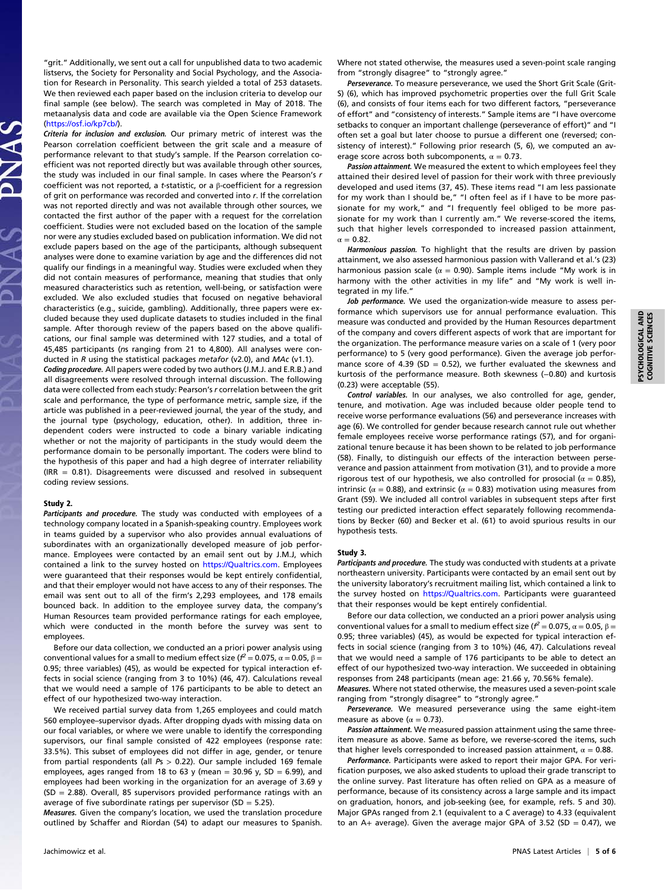"grit." Additionally, we sent out a call for unpublished data to two academic listservs, the Society for Personality and Social Psychology, and the Association for Research in Personality. This search yielded a total of 253 datasets. We then reviewed each paper based on the inclusion criteria to develop our final sample (see below). The search was completed in May of 2018. The metaanalysis data and code are available via the Open Science Framework (https://osf.io/kp7cb/).

***Criteria for inclusion and exclusion.*** Our primary metric of interest was the Pearson correlation coefficient between the grit scale and a measure of performance relevant to that study's sample. If the Pearson correlation coefficient was not reported directly but was available through other sources, the study was included in our final sample. In cases where the Pearson's $r$ coefficient was not reported, a $t$-statistic, or a β-coefficient for a regression of grit on performance was recorded and converted into $r$. If the correlation was not reported directly and was not available through other sources, we contacted the first author of the paper with a request for the correlation coefficient. Studies were not excluded based on the location of the sample nor were any studies excluded based on publication information. We did not exclude papers based on the age of the participants, although subsequent analyses were done to examine variation by age and the differences did not qualify our findings in a meaningful way. Studies were excluded when they did not contain measures of performance, meaning that studies that only measured characteristics such as retention, well-being, or satisfaction were excluded. We also excluded studies that focused on negative behavioral characteristics (e.g., suicide, gambling). Additionally, three papers were excluded because they used duplicate datasets to studies included in the final sample. After thorough review of the papers based on the above qualifications, our final sample was determined with 127 studies, and a total of 45,485 participants ($ns$ ranging from 21 to 4,800). All analyses were conducted in R using the statistical packages *metafor* (v2.0), and *MAc* (v1.1).

***Coding procedure.*** All papers were coded by two authors (J.M.J. and E.R.B.) and all disagreements were resolved through internal discussion. The following data were collected from each study: Pearson's $r$ correlation between the grit scale and performance, the type of performance metric, sample size, if the article was published in a peer-reviewed journal, the year of the study, and the journal type (psychology, education, other). In addition, three independent coders were instructed to code a binary variable indicating whether or not the majority of participants in the study would deem the performance domain to be personally important. The coders were blind to the hypothesis of this paper and had a high degree of interrater reliability (IRR = 0.81). Disagreements were discussed and resolved in subsequent coding review sessions.

### Study 2.

***Participants and procedure.*** The study was conducted with employees of a technology company located in a Spanish-speaking country. Employees work in teams guided by a supervisor who also provides annual evaluations of subordinates with an organizationally developed measure of job performance. Employees were contacted by J.M.J. through an email sent out by J.M.J., which contained a link to the survey hosted on https://Qualtrics.com. Employees were guaranteed that their responses would be kept entirely confidential, and that their employer would not have access to any of their responses. The email was sent out to all of the firm's 2,293 employees, and 178 emails bounced back. In addition to the employee survey data, the company's Human Resources team provided performance ratings for each employee, which were conducted in the month before the survey was sent to employees.

Before our data collection, we conducted an a priori power analysis using conventional values for a small to medium effect size ($f^2 = 0.075$, $\alpha = 0.05$, $\beta = 0.95$; three variables) (45), as would be expected for typical interaction effects in social science (ranging from 3 to 10%) (46, 47). Calculations reveal that we would need a sample of 176 participants to be able to detect an effect of our hypothesized two-way interaction.

We received partial survey data from 1,265 employees and could match 560 employee–supervisor dyads. After dropping dyads with missing data on our focal variables, or where we were unable to identify the corresponding supervisors, our final sample consisted of 422 employees (response rate: 33.5%). This subset of employees did not differ in age, gender, or tenure from partial respondents (all $Ps > 0.22$). Our sample included 169 female employees, ages ranged from 18 to 63 y (mean = 30.96 y, SD = 6.99), and employees had been working in the organization for an average of 3.69 y (SD = 2.88). Overall, 85 supervisors provided performance ratings with an average of five subordinate ratings per supervisor (SD = 5.25).

***Measures.*** Given the company's location, we used the translation procedure outlined by Schaffer and Riordan (54) to adapt our measures to Spanish. Where not stated otherwise, the measures used a seven-point scale ranging from "strongly disagree" to "strongly agree."

***Perseverance.*** To measure perseverance, we used the Short Grit Scale (Grit-S) (6), which has improved psychometric properties over the full Grit Scale (6), and consists of four items each for two different factors, "perseverance of effort" and "consistency of interests." Sample items are "I have overcome setbacks to conquer an important challenge (perseverance of effort)" and "I often set a goal but later choose to pursue a different one (reversed; consistency of interest)." Following prior research (5, 6), we computed an average score across both subcomponents, $\alpha = 0.73$.

***Passion attainment.*** We measured the extent to which employees feel they attained their desired level of passion for their work with three previously developed and used items (37, 45). These items read "I am less passionate for my work than I should be," "I often feel as if I have to be more passionate for my work," and "I frequently feel obliged to be more passionate for my work than I currently am." We reverse-scored the items, such that higher levels corresponded to increased passion attainment, $\alpha = 0.82$.

***Harmonious passion.*** To highlight that the results are driven by passion attainment, we also assessed harmonious passion with Vallerand et al.'s (23) harmonious passion scale ($\alpha = 0.90$). Sample items include "My work is in harmony with the other activities in my life" and "My work is well integrated in my life."

***Job performance.*** We used the organization-wide measure to assess performance which supervisors use for annual performance evaluation. This measure was conducted and provided by the Human Resources department of the company and covers different aspects of work that are important for the organization. The performance measure varies on a scale of 1 (very poor performance) to 5 (very good performance). Given the average job performance score of 4.39 (SD = 0.52), we further evaluated the skewness and kurtosis of the performance measure. Both skewness (−0.80) and kurtosis (0.23) were acceptable (55).

***Control variables.*** In our analyses, we also controlled for age, gender, tenure, and motivation. Age was included because older people tend to receive worse performance evaluations (56) and perseverance increases with age (6). We controlled for gender because research cannot rule out whether female employees receive worse performance ratings (57), and for organizational tenure because it has been shown to be related to job performance (58). Finally, to distinguish our effects of the interaction between perseverance and passion attainment from motivation (31), and to provide a more rigorous test of our hypothesis, we also controlled for prosocial ($\alpha = 0.85$), intrinsic ($\alpha = 0.88$), and extrinsic ($\alpha = 0.83$) motivation using measures from Grant (59). We included all control variables in subsequent steps after first testing our predicted interaction effect separately following recommendations by Becker (60) and Becker et al. (61) to avoid spurious results in our hypothesis tests.

### Study 3.

***Participants and procedure.*** The study was conducted with students at a private northeastern university. Participants were contacted by an email sent out by the university laboratory's recruitment mailing list, which contained a link to the survey hosted on https://Qualtrics.com. Participants were guaranteed that their responses would be kept entirely confidential.

Before our data collection, we conducted an a priori power analysis using conventional values for a small to medium effect size ($f^2 = 0.075$, $\alpha = 0.05$, $\beta = 0.95$; three variables) (45), as would be expected for typical interaction effects in social science (ranging from 3 to 10%) (46, 47). Calculations reveal that we would need a sample of 176 participants to be able to detect an effect of our hypothesized two-way interaction. We succeeded in obtaining responses from 248 participants (mean age: 21.66 y, 70.56% female).

***Measures.*** Where not stated otherwise, the measures used a seven-point scale ranging from "strongly disagree" to "strongly agree."

***Perseverance.*** We measured perseverance using the same eight-item measure as above ($\alpha = 0.73$).

***Passion attainment.*** We measured passion attainment using the same three-item measure as above. Same as before, we reverse-scored the items, such that higher levels corresponded to increased passion attainment, $\alpha = 0.88$.

***Performance.*** Participants were asked to report their major GPA. For verification purposes, we also asked students to upload their grade transcript to the online survey. Past literature has often relied on GPA as a measure of performance, because of its consistency across a large sample and its impact on graduation, honors, and job-seeking (see, for example, refs. 5 and 30). Major GPAs ranged from 2.1 (equivalent to a C average) to 4.33 (equivalent to an A+ average). Given the average major GPA of 3.52 (SD = 0.47), we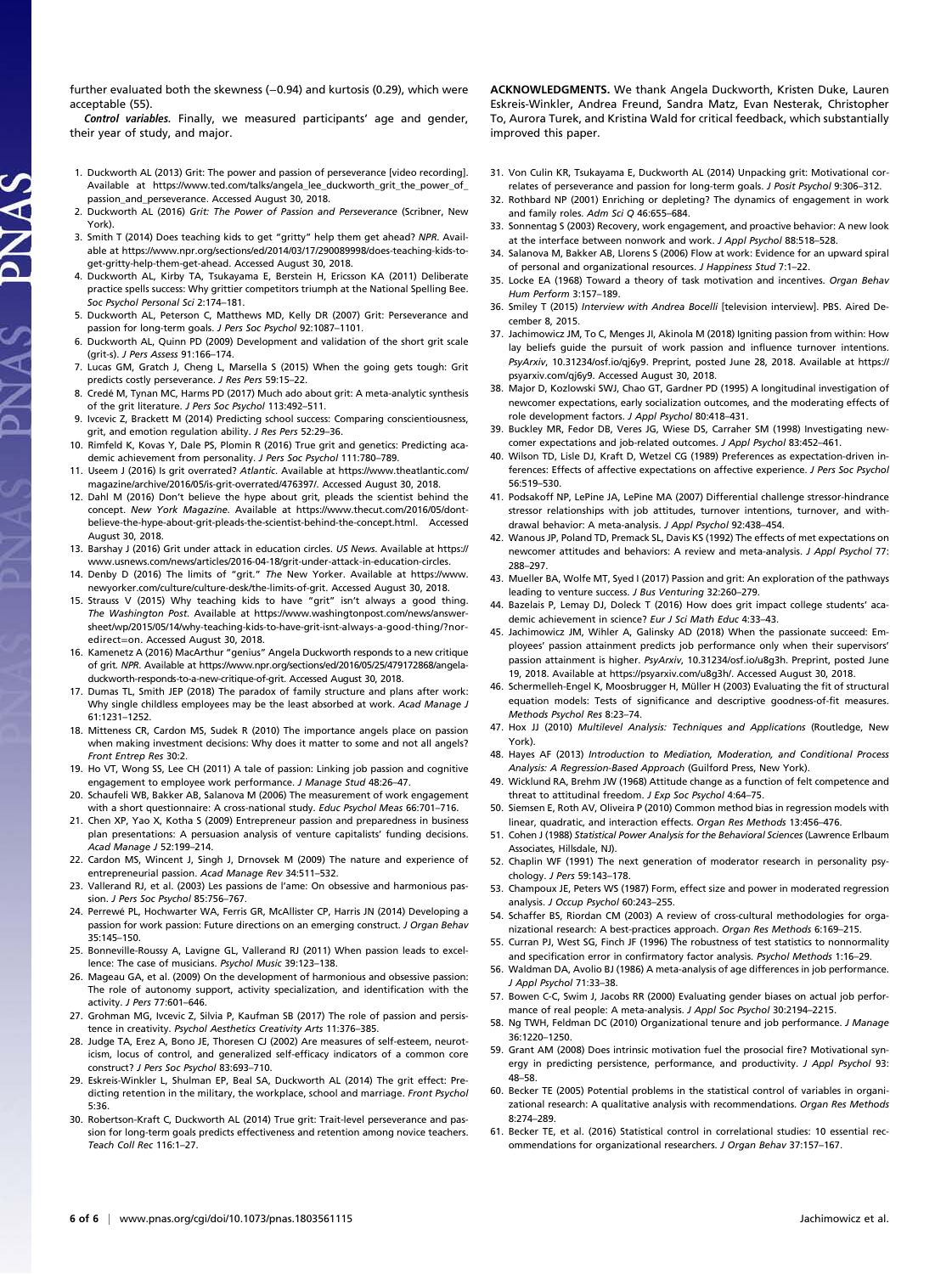further evaluated both the skewness (−0.94) and kurtosis (0.29), which were acceptable (55).

***Control variables.*** Finally, we measured participants' age and gender, their year of study, and major.

**ACKNOWLEDGMENTS.** We thank Angela Duckworth, Kristen Duke, Lauren Eskreis-Winkler, Andrea Freund, Sandra Matz, Evan Nesterak, Christopher To, Aurora Turek, and Kristina Wald for critical feedback, which substantially improved this paper.

1. Duckworth AL (2013) Grit: The power and passion of perseverance [video recording]. Available at https://www.ted.com/talks/angela_lee_duckworth_grit_the_power_of_passion_and_perseverance. Accessed August 30, 2018.
2. Duckworth AL (2016) *Grit: The Power of Passion and Perseverance* (Scribner, New York).
3. Smith T (2014) Does teaching kids to get "gritty" help them get ahead? *NPR*. Available at https://www.npr.org/sections/ed/2014/03/17/290089998/does-teaching-kids-to-get-gritty-help-them-get-ahead. Accessed August 30, 2018.
4. Duckworth AL, Kirby TA, Tsukayama E, Berstein H, Ericsson KA (2011) Deliberate practice spells success: Why grittier competitors triumph at the National Spelling Bee. *Soc Psychol Personal Sci* 2:174–181.
5. Duckworth AL, Peterson C, Matthews MD, Kelly DR (2007) Grit: Perseverance and passion for long-term goals. *J Pers Soc Psychol* 92:1087–1101.
6. Duckworth AL, Quinn PD (2009) Development and validation of the short grit scale (grit-s). *J Pers Assess* 91:166–174.
7. Lucas GM, Gratch J, Cheng L, Marsella S (2015) When the going gets tough: Grit predicts costly perseverance. *J Res Pers* 59:15–22.
8. Credé M, Tynan MC, Harms PD (2017) Much ado about grit: A meta-analytic synthesis of the grit literature. *J Pers Soc Psychol* 113:492–511.
9. Ivcevic Z, Brackett M (2014) Predicting school success: Comparing conscientiousness, grit, and emotion regulation ability. *J Res Pers* 52:29–36.
10. Rimfeld K, Kovas Y, Dale PS, Plomin R (2016) True grit and genetics: Predicting academic achievement from personality. *J Pers Soc Psychol* 111:780–789.
11. Useem J (2016) Is grit overrated? *Atlantic*. Available at https://www.theatlantic.com/magazine/archive/2016/05/is-grit-overrated/476397/. Accessed August 30, 2018.
12. Dahl M (2016) Don't believe the hype about grit, pleads the scientist behind the concept. *New York Magazine*. Available at https://www.thecut.com/2016/05/dont-believe-the-hype-about-grit-pleads-the-scientist-behind-the-concept.html. Accessed August 30, 2018.
13. Barshay J (2016) Grit under attack in education circles. *US News*. Available at https://www.usnews.com/news/articles/2016-04-18/grit-under-attack-in-education-circles.
14. Denby D (2016) The limits of "grit." *The* New Yorker. Available at https://www.newyorker.com/culture/culture-desk/the-limits-of-grit. Accessed August 30, 2018.
15. Strauss V (2015) Why teaching kids to have "grit" isn't always a good thing. *The Washington Post*. Available at https://www.washingtonpost.com/news/answer-sheet/wp/2015/05/14/why-teaching-kids-to-have-grit-isnt-always-a-good-thing/?noredirect=on. Accessed August 30, 2018.
16. Kamenetz A (2016) MacArthur "genius" Angela Duckworth responds to a new critique of grit. *NPR*. Available at https://www.npr.org/sections/ed/2016/05/25/479172868/angela-duckworth-responds-to-a-new-critique-of-grit. Accessed August 30, 2018.
17. Dumas TL, Smith JEP (2018) The paradox of family structure and plans after work: Why single childless employees may be the least absorbed at work. *Acad Manage J* 61:1231–1252.
18. Mitteness CR, Cardon MS, Sudek R (2010) The importance angels place on passion when making investment decisions: Why does it matter to some and not all angels? *Front Entrep Res* 30:2.
19. Ho VT, Wong SS, Lee CH (2011) A tale of passion: Linking job passion and cognitive engagement to employee work performance. *J Manage Stud* 48:26–47.
20. Schaufeli WB, Bakker AB, Salanova M (2006) The measurement of work engagement with a short questionnaire: A cross-national study. *Educ Psychol Meas* 66:701–716.
21. Chen XP, Yao X, Kotha S (2009) Entrepreneur passion and preparedness in business plan presentations: A persuasion analysis of venture capitalists' funding decisions. *Acad Manage J* 52:199–214.
22. Cardon MS, Wincent J, Singh J, Drnovsek M (2009) The nature and experience of entrepreneurial passion. *Acad Manage Rev* 34:511–532.
23. Vallerand RJ, et al. (2003) Les passions de l'ame: On obsessive and harmonious passion. *J Pers Soc Psychol* 85:756–767.
24. Perrewé PL, Hochwarter WA, Ferris GR, McAllister CP, Harris JN (2014) Developing a passion for work passion: Future directions on an emerging construct. *J Organ Behav* 35:145–150.
25. Bonneville-Roussy A, Lavigne GL, Vallerand RJ (2011) When passion leads to excellence: The case of musicians. *Psychol Music* 39:123–138.
26. Mageau GA, et al. (2009) On the development of harmonious and obsessive passion: The role of autonomy support, activity specialization, and identification with the activity. *J Pers* 77:601–646.
27. Grohman MG, Ivcevic Z, Silvia P, Kaufman SB (2017) The role of passion and persistence in creativity. *Psychol Aesthetics Creativity Arts* 11:376–385.
28. Judge TA, Erez A, Bono JE, Thoresen CJ (2002) Are measures of self-esteem, neuroticism, locus of control, and generalized self-efficacy indicators of a common core construct? *J Pers Soc Psychol* 83:693–710.
29. Eskreis-Winkler L, Shulman EP, Beal SA, Duckworth AL (2014) The grit effect: Predicting retention in the military, the workplace, school and marriage. *Front Psychol* 5:36.
30. Robertson-Kraft C, Duckworth AL (2014) True grit: Trait-level perseverance and passion for long-term goals predicts effectiveness and retention among novice teachers. *Teach Coll Rec* 116:1–27.
31. Von Culin KR, Tsukayama E, Duckworth AL (2014) Unpacking grit: Motivational correlates of perseverance and passion for long-term goals. *J Posit Psychol* 9:306–312.
32. Rothbard NP (2001) Enriching or depleting? The dynamics of engagement in work and family roles. *Adm Sci Q* 46:655–684.
33. Sonnentag S (2003) Recovery, work engagement, and proactive behavior: A new look at the interface between nonwork and work. *J Appl Psychol* 88:518–528.
34. Salanova M, Bakker AB, Llorens S (2006) Flow at work: Evidence for an upward spiral of personal and organizational resources. *J Happiness Stud* 7:1–22.
35. Locke EA (1968) Toward a theory of task motivation and incentives. *Organ Behav Hum Perform* 3:157–189.
36. Smiley T (2015) *Interview with Andrea Bocelli* [television interview]. PBS. Aired December 8, 2015.
37. Jachimowicz JM, To C, Menges JI, Akinola M (2018) Igniting passion from within: How lay beliefs guide the pursuit of work passion and influence turnover intentions. *PsyArxiv*, 10.31234/osf.io/qj6y9. Preprint, posted June 28, 2018. Available at https://psyarxiv.com/qj6y9. Accessed August 30, 2018.
38. Major D, Kozlowski SWJ, Chao GT, Gardner PD (1995) A longitudinal investigation of newcomer expectations, early socialization outcomes, and the moderating effects of role development factors. *J Appl Psychol* 80:418–431.
39. Buckley MR, Fedor DB, Veres JG, Wiese DS, Carraher SM (1998) Investigating newcomer expectations and job-related outcomes. *J Appl Psychol* 83:452–461.
40. Wilson TD, Lisle DJ, Kraft D, Wetzel CG (1989) Preferences as expectation-driven inferences: Effects of affective expectations on affective experience. *J Pers Soc Psychol* 56:519–530.
41. Podsakoff NP, LePine JA, LePine MA (2007) Differential challenge stressor-hindrance stressor relationships with job attitudes, turnover intentions, turnover, and withdrawal behavior: A meta-analysis. *J Appl Psychol* 92:438–454.
42. Wanous JP, Poland TD, Premack SL, Davis KS (1992) The effects of met expectations on newcomer attitudes and behaviors: A review and meta-analysis. *J Appl Psychol* 77:288–297.
43. Mueller BA, Wolfe MT, Syed I (2017) Passion and grit: An exploration of the pathways leading to venture success. *J Bus Venturing* 32:260–279.
44. Bazelais P, Lemay DJ, Doleck T (2016) How does grit impact college students' academic achievement in science? *Eur J Sci Math Educ* 4:33–43.
45. Jachimowicz JM, Wihler A, Galinsky AD (2018) When the passionate succeed: Employees' passion attainment predicts job performance only when their supervisors' passion attainment is higher. *PsyArxiv*, 10.31234/osf.io/u8g3h. Preprint, posted June 19, 2018. Available at https://psyarxiv.com/u8g3h/. Accessed August 30, 2018.
46. Schermelleh-Engel K, Moosbrugger H, Müller H (2003) Evaluating the fit of structural equation models: Tests of significance and descriptive goodness-of-fit measures. *Methods Psychol Res* 8:23–74.
47. Hox JJ (2010) *Multilevel Analysis: Techniques and Applications* (Routledge, New York).
48. Hayes AF (2013) *Introduction to Mediation, Moderation, and Conditional Process Analysis: A Regression-Based Approach* (Guilford Press, New York).
49. Wicklund RA, Brehm JW (1968) Attitude change as a function of felt competence and threat to attitudinal freedom. *J Exp Soc Psychol* 4:64–75.
50. Siemsen E, Roth AV, Oliveira P (2010) Common method bias in regression models with linear, quadratic, and interaction effects. *Organ Res Methods* 13:456–476.
51. Cohen J (1988) *Statistical Power Analysis for the Behavioral Sciences* (Lawrence Erlbaum Associates, Hillsdale, NJ).
52. Chaplin WF (1991) The next generation of moderator research in personality psychology. *J Pers* 59:143–178.
53. Champoux JE, Peters WS (1987) Form, effect size and power in moderated regression analysis. *J Occup Psychol* 60:243–255.
54. Schaffer BS, Riordan CM (2003) A review of cross-cultural methodologies for organizational research: A best-practices approach. *Organ Res Methods* 6:169–215.
55. Curran PJ, West SG, Finch JF (1996) The robustness of test statistics to nonnormality and specification error in confirmatory factor analysis. *Psychol Methods* 1:16–29.
56. Waldman DA, Avolio BJ (1986) A meta-analysis of age differences in job performance. *J Appl Psychol* 71:33–38.
57. Bowen C-C, Swim J, Jacobs RR (2000) Evaluating gender biases on actual job performance of real people: A meta-analysis. *J Appl Soc Psychol* 30:2194–2215.
58. Ng TWH, Feldman DC (2010) Organizational tenure and job performance. *J Manage* 36:1220–1250.
59. Grant AM (2008) Does intrinsic motivation fuel the prosocial fire? Motivational synergy in predicting persistence, performance, and productivity. *J Appl Psychol* 93:48–58.
60. Becker TE (2005) Potential problems in the statistical control of variables in organizational research: A qualitative analysis with recommendations. *Organ Res Methods* 8:274–289.
61. Becker TE, et al. (2016) Statistical control in correlational studies: 10 essential recommendations for organizational researchers. *J Organ Behav* 37:157–167.